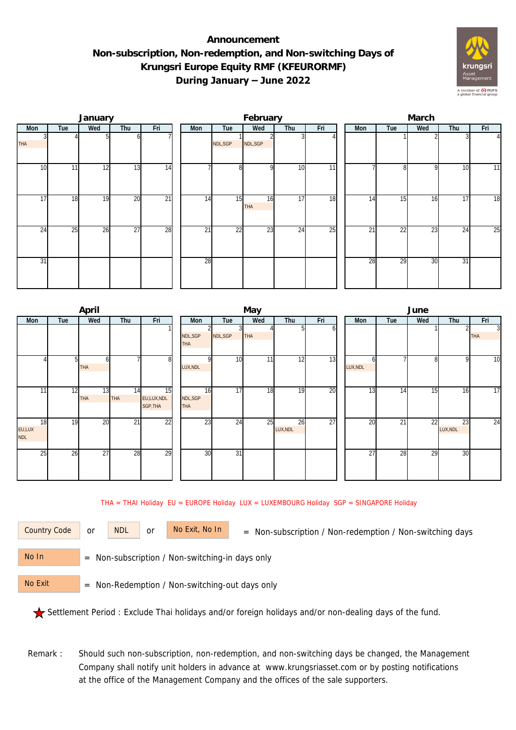# Announcement
# Non-subscription, Non-redemption, and Non-switching Days of Krungsri Europe Equity RMF (KFEURORMF)
# During January – June 2022

### January

| Mon | Tue | Wed | Thu | Fri |
|---|---|---|---|---|
| 3 THA | 4 | 5 | 6 | 7 |
| 10 | 11 | 12 | 13 | 14 |
| 17 | 18 | 19 | 20 | 21 |
| 24 | 25 | 26 | 27 | 28 |
| 31 | | | | |

### February

| Mon | Tue | Wed | Thu | Fri |
|---|---|---|---|---|
| | 1 NDL,SGP | 2 NDL,SGP | 3 | 4 |
| 7 | 8 | 9 | 10 | 11 |
| 14 | 15 | 16 THA | 17 | 18 |
| 21 | 22 | 23 | 24 | 25 |
| 28 | | | | |

### March

| Mon | Tue | Wed | Thu | Fri |
|---|---|---|---|---|
| | 1 | 2 | 3 | 4 |
| 7 | 8 | 9 | 10 | 11 |
| 14 | 15 | 16 | 17 | 18 |
| 21 | 22 | 23 | 24 | 25 |
| 28 | 29 | 30 | 31 | |

### April

| Mon | Tue | Wed | Thu | Fri |
|---|---|---|---|---|
| | | | | 1 |
| 4 | 5 | 6 THA | 7 | 8 |
| 11 | 12 | 13 THA | 14 THA | 15 EU,LUX,NDL SGP,THA |
| 18 EU,LUX NDL | 19 | 20 | 21 | 22 |
| 25 | 26 | 27 | 28 | 29 |

### May

| Mon | Tue | Wed | Thu | Fri |
|---|---|---|---|---|
| 2 NDL,SGP THA | 3 NDL,SGP | 4 THA | 5 | 6 |
| 9 LUX,NDL | 10 | 11 | 12 | 13 |
| 16 NDL,SGP THA | 17 | 18 | 19 | 20 |
| 23 | 24 | 25 | 26 LUX,NDL | 27 |
| 30 | 31 | | | |

### June

| Mon | Tue | Wed | Thu | Fri |
|---|---|---|---|---|
| | | 1 | 2 | 3 THA |
| 6 LUX,NDL | 7 | 8 | 9 | 10 |
| 13 | 14 | 15 | 16 | 17 |
| 20 | 21 | 22 | 23 LUX,NDL | 24 |
| 27 | 28 | 29 | 30 | |

THA = THAI Holiday EU = EUROPE Holiday LUX = LUXEMBOURG Holiday SGP = SINGAPORE Holiday

Country Code or NDL or No Exit, No In = Non-subscription / Non-redemption / Non-switching days

No In = Non-subscription / Non-switching-in days only

No Exit = Non-Redemption / Non-switching-out days only

★ Settlement Period : Exclude Thai holidays and/or foreign holidays and/or non-dealing days of the fund.

Remark : Should such non-subscription, non-redemption, and non-switching days be changed, the Management Company shall notify unit holders in advance at www.krungsriasset.com or by posting notifications at the office of the Management Company and the offices of the sale supporters.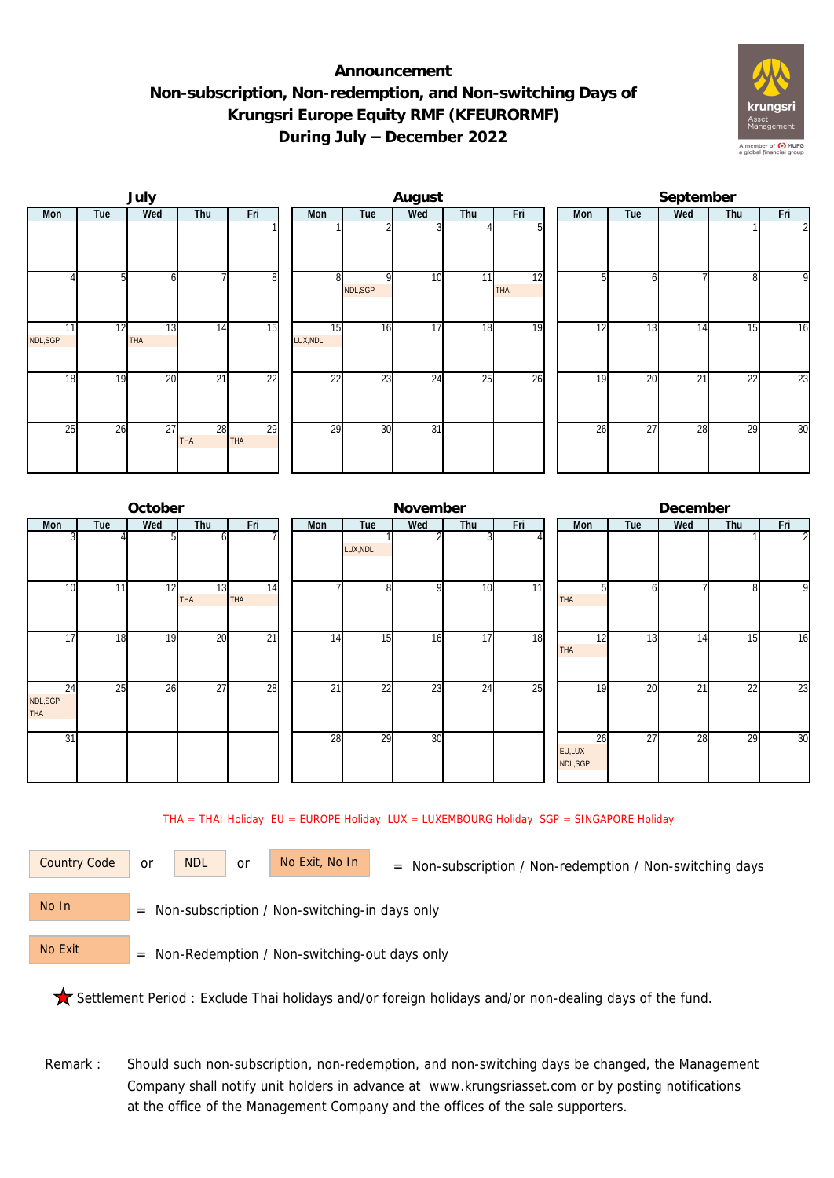# Announcement
## Non-subscription, Non-redemption, and Non-switching Days of Krungsri Europe Equity RMF (KFEURORMF) During July – December 2022

### July

| Mon | Tue | Wed | Thu | Fri |
|---|---|---|---|---|
| | | | | 1 |
| 4 | 5 | 6 | 7 | 8 |
| 11 NDL,SGP | 12 | 13 THA | 14 | 15 |
| 18 | 19 | 20 | 21 | 22 |
| 25 | 26 | 27 | 28 THA | 29 THA |

### August

| Mon | Tue | Wed | Thu | Fri |
|---|---|---|---|---|
| 1 | 2 | 3 | 4 | 5 |
| 8 | 9 NDL,SGP | 10 | 11 | 12 THA |
| 15 LUX,NDL | 16 | 17 | 18 | 19 |
| 22 | 23 | 24 | 25 | 26 |
| 29 | 30 | 31 | | |

### September

| Mon | Tue | Wed | Thu | Fri |
|---|---|---|---|---|
| | | | 1 | 2 |
| 5 | 6 | 7 | 8 | 9 |
| 12 | 13 | 14 | 15 | 16 |
| 19 | 20 | 21 | 22 | 23 |
| 26 | 27 | 28 | 29 | 30 |

### October

| Mon | Tue | Wed | Thu | Fri |
|---|---|---|---|---|
| 3 | 4 | 5 | 6 | 7 |
| 10 | 11 | 12 | 13 THA | 14 THA |
| 17 | 18 | 19 | 20 | 21 |
| 24 NDL,SGP THA | 25 | 26 | 27 | 28 |
| 31 | | | | |

### November

| Mon | Tue | Wed | Thu | Fri |
|---|---|---|---|---|
| | 1 LUX,NDL | 2 | 3 | 4 |
| 7 | 8 | 9 | 10 | 11 |
| 14 | 15 | 16 | 17 | 18 |
| 21 | 22 | 23 | 24 | 25 |
| 28 | 29 | 30 | | |

### December

| Mon | Tue | Wed | Thu | Fri |
|---|---|---|---|---|
| | | | 1 | 2 |
| 5 THA | 6 | 7 | 8 | 9 |
| 12 THA | 13 | 14 | 15 | 16 |
| 19 | 20 | 21 | 22 | 23 |
| 26 EU,LUX NDL,SGP | 27 | 28 | 29 | 30 |

THA = THAI Holiday EU = EUROPE Holiday LUX = LUXEMBOURG Holiday SGP = SINGAPORE Holiday

Country Code or NDL or No Exit, No In = Non-subscription / Non-redemption / Non-switching days

No In = Non-subscription / Non-switching-in days only

No Exit = Non-Redemption / Non-switching-out days only

★ Settlement Period : Exclude Thai holidays and/or foreign holidays and/or non-dealing days of the fund.

Remark : Should such non-subscription, non-redemption, and non-switching days be changed, the Management Company shall notify unit holders in advance at www.krungsriasset.com or by posting notifications at the office of the Management Company and the offices of the sale supporters.